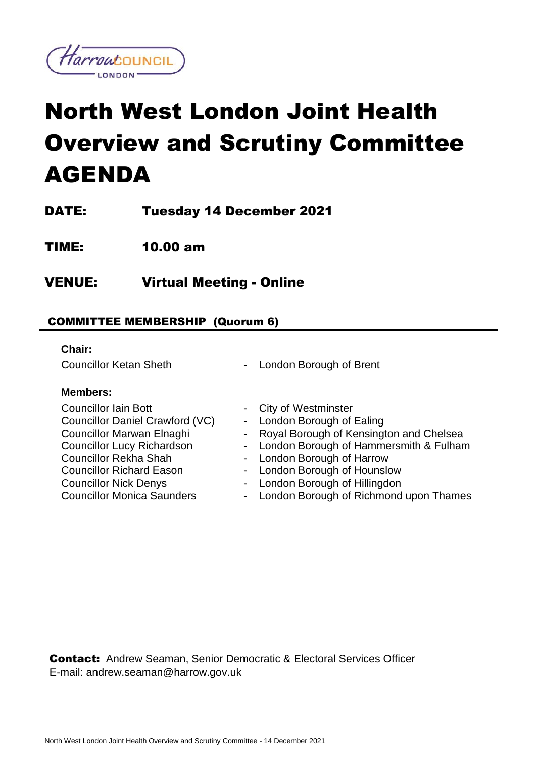Harrow COUNCIL LONDON

# North West London Joint Health Overview and Scrutiny Committee AGENDA

**DATE:** Tuesday 14 December 2021

**TIME:** 10.00 am

**VENUE:** Virtual Meeting - Online

## COMMITTEE MEMBERSHIP (Quorum 6)

**Chair:**

Councillor Ketan Sheth - London Borough of Brent

**Members:**

Councillor Iain Bott - City of Westminster
Councillor Daniel Crawford (VC) - London Borough of Ealing
Councillor Marwan Elnaghi - Royal Borough of Kensington and Chelsea
Councillor Lucy Richardson - London Borough of Hammersmith & Fulham
Councillor Rekha Shah - London Borough of Harrow
Councillor Richard Eason - London Borough of Hounslow
Councillor Nick Denys - London Borough of Hillingdon
Councillor Monica Saunders - London Borough of Richmond upon Thames

**Contact:** Andrew Seaman, Senior Democratic & Electoral Services Officer
E-mail: andrew.seaman@harrow.gov.uk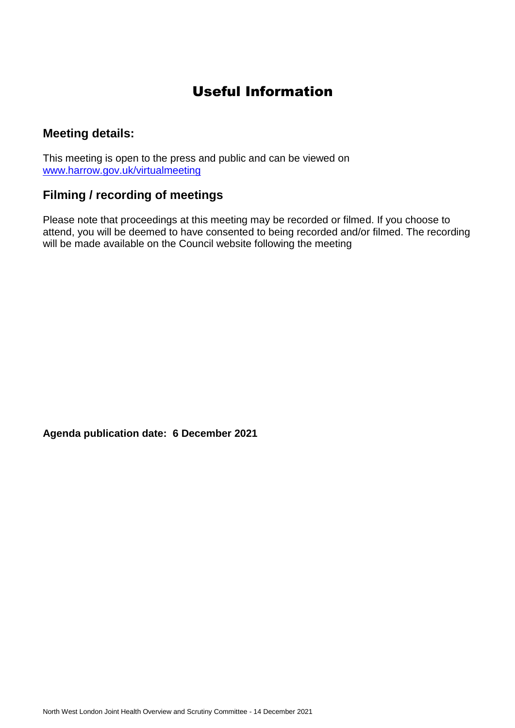# Useful Information

## Meeting details:

This meeting is open to the press and public and can be viewed on [www.harrow.gov.uk/virtualmeeting](http://www.harrow.gov.uk/virtualmeeting)

## Filming / recording of meetings

Please note that proceedings at this meeting may be recorded or filmed. If you choose to attend, you will be deemed to have consented to being recorded and/or filmed. The recording will be made available on the Council website following the meeting

**Agenda publication date: 6 December 2021**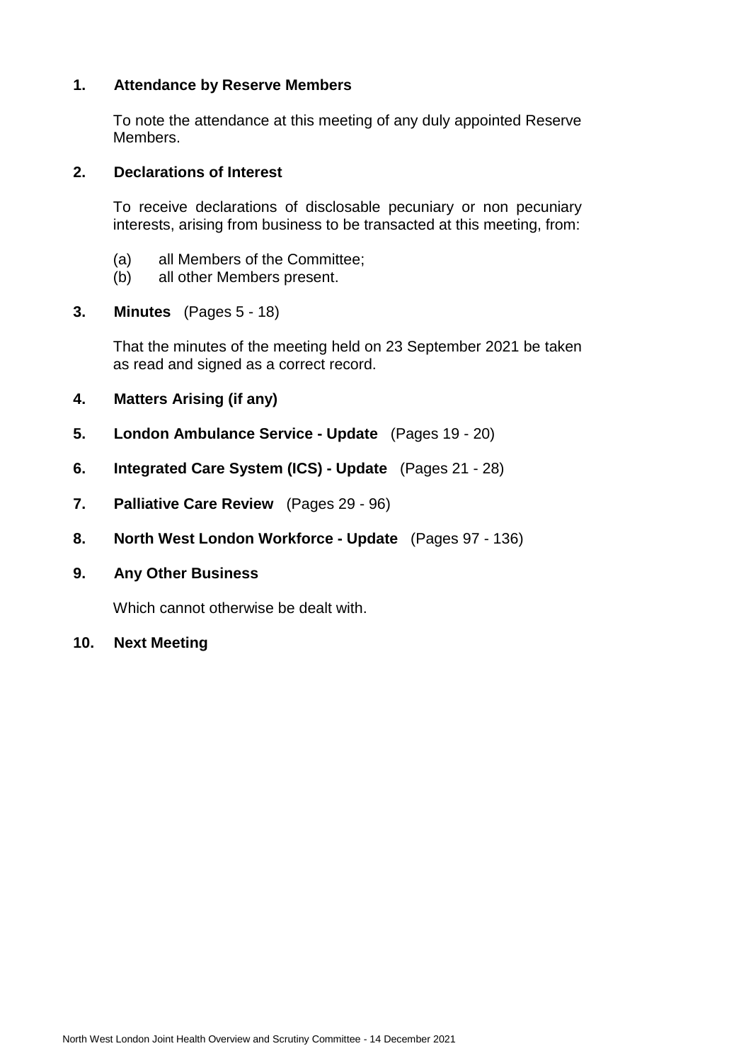**1. Attendance by Reserve Members**

To note the attendance at this meeting of any duly appointed Reserve Members.

**2. Declarations of Interest**

To receive declarations of disclosable pecuniary or non pecuniary interests, arising from business to be transacted at this meeting, from:

(a) all Members of the Committee;
(b) all other Members present.

**3. Minutes** (Pages 5 - 18)

That the minutes of the meeting held on 23 September 2021 be taken as read and signed as a correct record.

**4. Matters Arising (if any)**

**5. London Ambulance Service - Update** (Pages 19 - 20)

**6. Integrated Care System (ICS) - Update** (Pages 21 - 28)

**7. Palliative Care Review** (Pages 29 - 96)

**8. North West London Workforce - Update** (Pages 97 - 136)

**9. Any Other Business**

Which cannot otherwise be dealt with.

**10. Next Meeting**